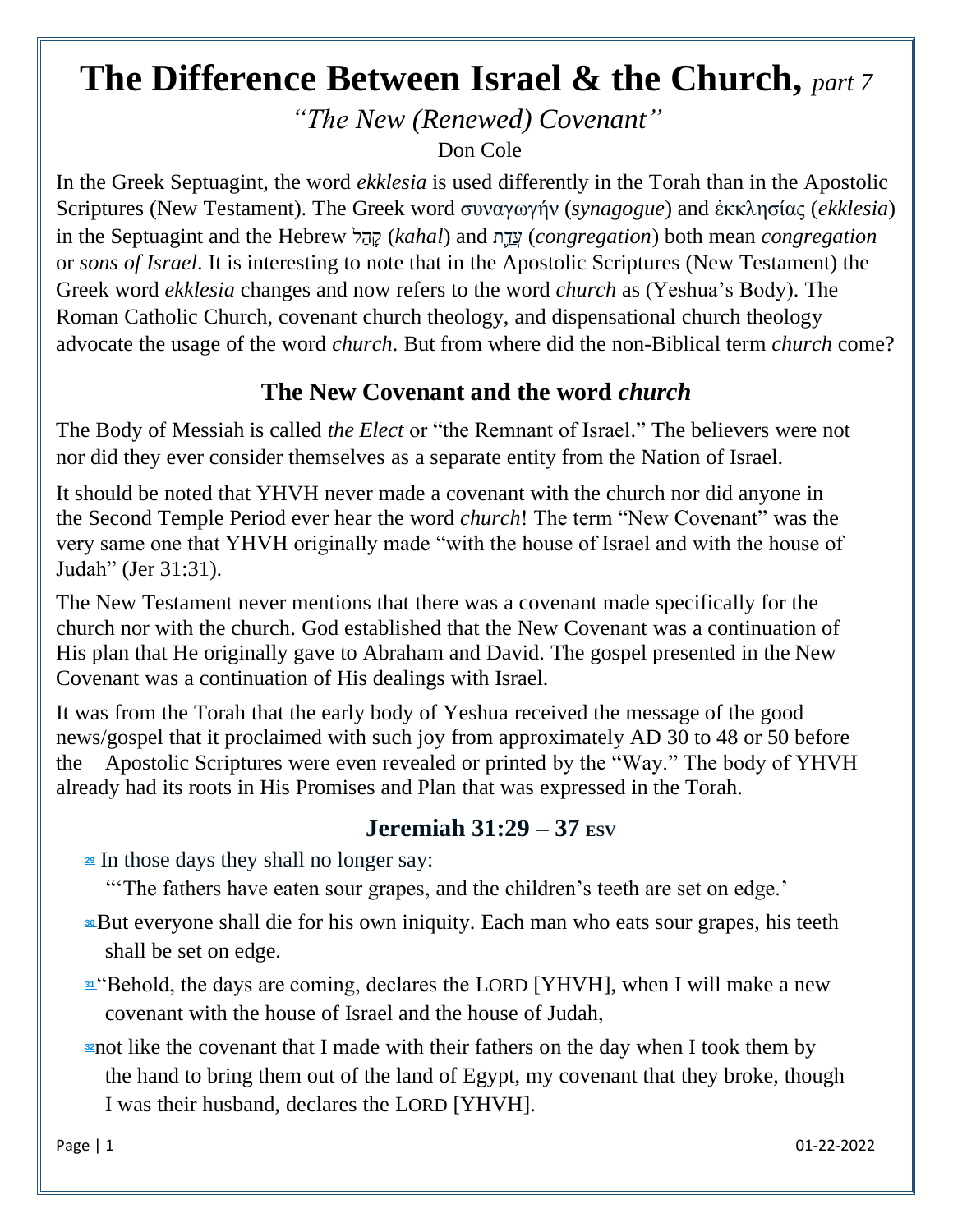# The Difference Between Israel & the Church, *part 7*

*"The New (Renewed) Covenant"*

Don Cole

In the Greek Septuagint, the word *ekklesia* is used differently in the Torah than in the Apostolic Scriptures (New Testament). The Greek word συναγωγήν (*synagogue*) and ἐκκλησίας (*ekklesia*) in the Septuagint and the Hebrew קָהָל (*kahal*) and עֵדָה (*congregation*) both mean *congregation* or *sons of Israel*. It is interesting to note that in the Apostolic Scriptures (New Testament) the Greek word *ekklesia* changes and now refers to the word *church* as (Yeshua's Body). The Roman Catholic Church, covenant church theology, and dispensational church theology advocate the usage of the word *church*. But from where did the non-Biblical term *church* come?

## The New Covenant and the word *church*

The Body of Messiah is called *the Elect* or "the Remnant of Israel." The believers were not nor did they ever consider themselves as a separate entity from the Nation of Israel.

It should be noted that YHVH never made a covenant with the church nor did anyone in the Second Temple Period ever hear the word *church*! The term "New Covenant" was the very same one that YHVH originally made "with the house of Israel and with the house of Judah" (Jer 31:31).

The New Testament never mentions that there was a covenant made specifically for the church nor with the church. God established that the New Covenant was a continuation of His plan that He originally gave to Abraham and David. The gospel presented in the New Covenant was a continuation of His dealings with Israel.

It was from the Torah that the early body of Yeshua received the message of the good news/gospel that it proclaimed with such joy from approximately AD 30 to 48 or 50 before the Apostolic Scriptures were even revealed or printed by the "Way." The body of YHVH already had its roots in His Promises and Plan that was expressed in the Torah.

## Jeremiah 31:29 – 37 ESV

29 In those days they shall no longer say:

"'The fathers have eaten sour grapes, and the children's teeth are set on edge.'

30 But everyone shall die for his own iniquity. Each man who eats sour grapes, his teeth shall be set on edge.

31 "Behold, the days are coming, declares the LORD [YHVH], when I will make a new covenant with the house of Israel and the house of Judah,

32 not like the covenant that I made with their fathers on the day when I took them by the hand to bring them out of the land of Egypt, my covenant that they broke, though I was their husband, declares the LORD [YHVH].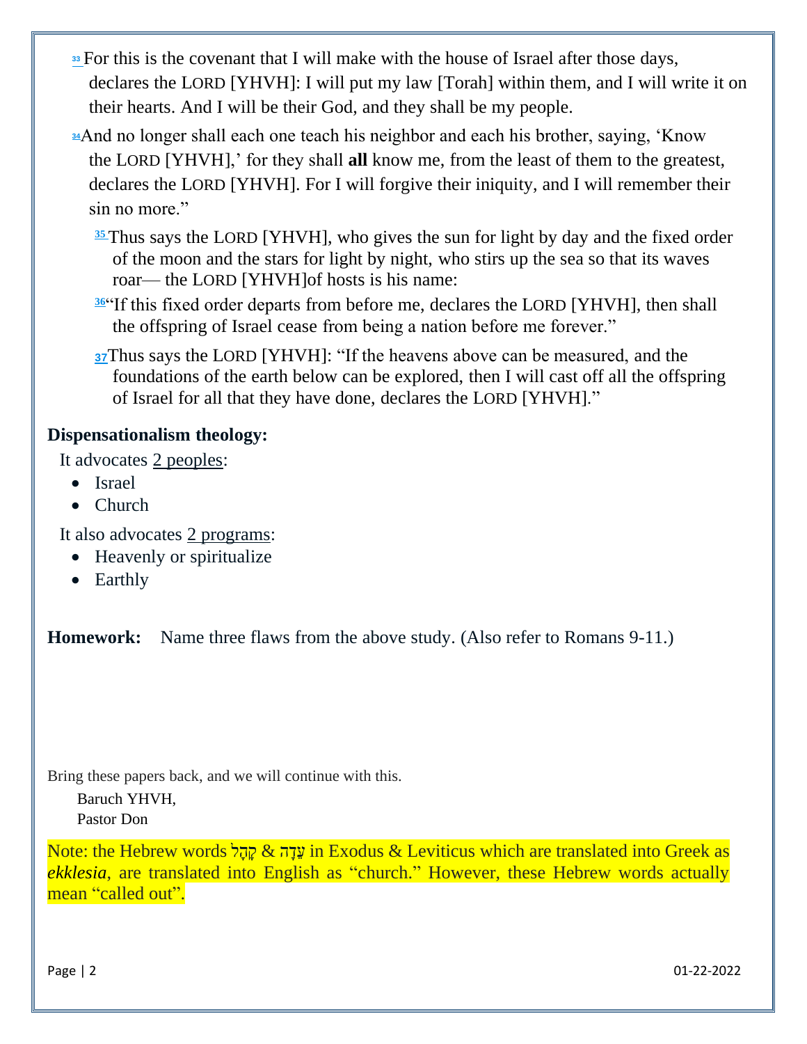[33] For this is the covenant that I will make with the house of Israel after those days, declares the LORD [YHVH]: I will put my law [Torah] within them, and I will write it on their hearts. And I will be their God, and they shall be my people.

[34] And no longer shall each one teach his neighbor and each his brother, saying, 'Know the LORD [YHVH],' for they shall **all** know me, from the least of them to the greatest, declares the LORD [YHVH]. For I will forgive their iniquity, and I will remember their sin no more."

> [35] Thus says the LORD [YHVH], who gives the sun for light by day and the fixed order of the moon and the stars for light by night, who stirs up the sea so that its waves roar— the LORD [YHVH]of hosts is his name:
>
> [36] "If this fixed order departs from before me, declares the LORD [YHVH], then shall the offspring of Israel cease from being a nation before me forever."
>
> [37] Thus says the LORD [YHVH]: "If the heavens above can be measured, and the foundations of the earth below can be explored, then I will cast off all the offspring of Israel for all that they have done, declares the LORD [YHVH]."

**Dispensationalism theology:**

It advocates 2 peoples:

- Israel
- Church

It also advocates 2 programs:

- Heavenly or spiritualize
- Earthly

**Homework:** Name three flaws from the above study. (Also refer to Romans 9-11.)

Bring these papers back, and we will continue with this.

Baruch YHVH,
Pastor Don

Note: the Hebrew words קָהָל & עֵדָה in Exodus & Leviticus which are translated into Greek as ***ekklesia***, are translated into English as "church." However, these Hebrew words actually mean "called out".

01-22-2022